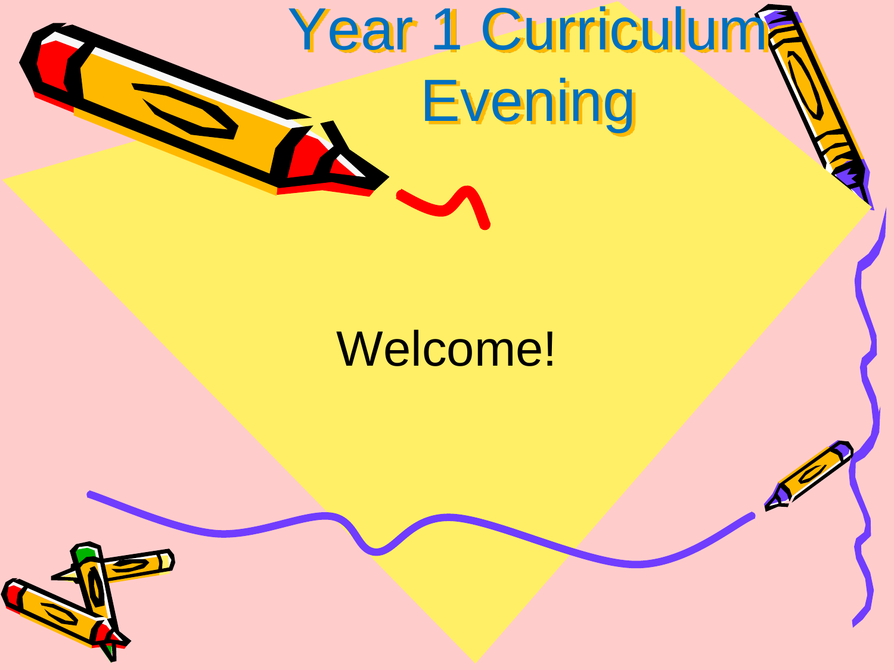# Year 1 Curriculum Evening

Welcome!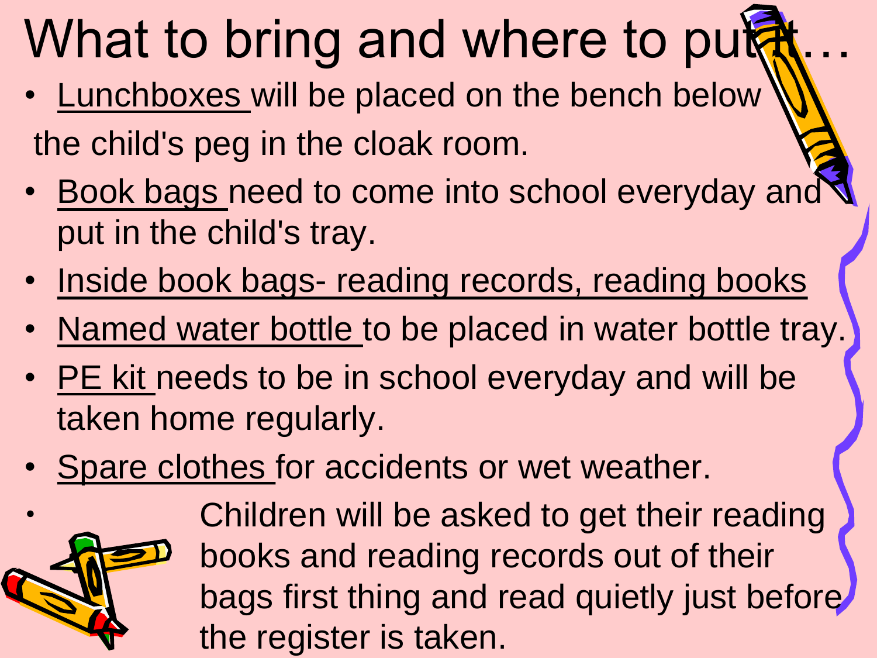# What to bring and where to put it…

- Lunchboxes will be placed on the bench below the child's peg in the cloak room.
- Book bags need to come into school everyday and put in the child's tray.
- Inside book bags- reading records, reading books
- Named water bottle to be placed in water bottle tray.
- PE kit needs to be in school everyday and will be taken home regularly.
- Spare clothes for accidents or wet weather.
- Children will be asked to get their reading books and reading records out of their bags first thing and read quietly just before the register is taken.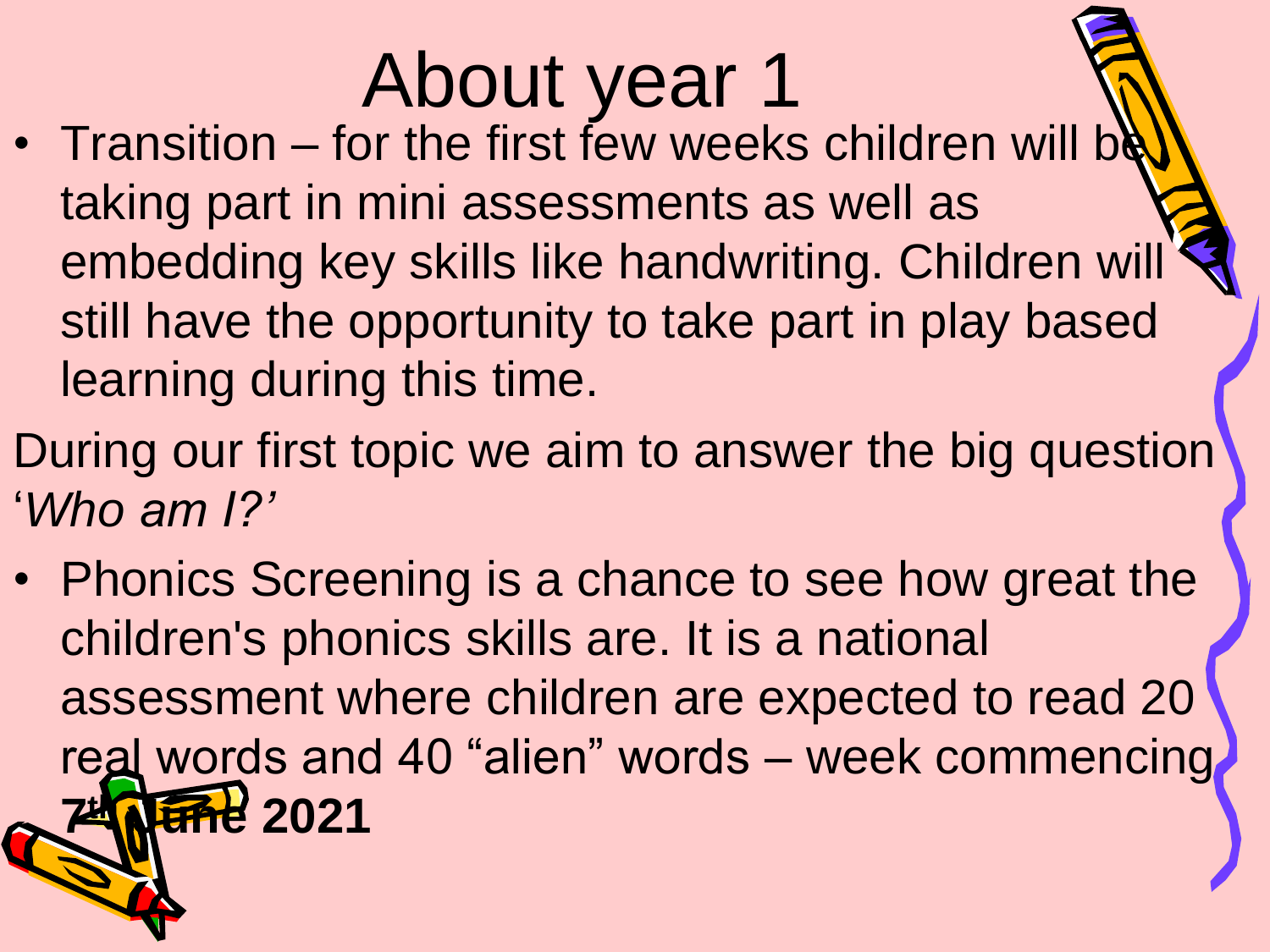# About year 1

- Transition – for the first few weeks children will be taking part in mini assessments as well as embedding key skills like handwriting. Children will still have the opportunity to take part in play based learning during this time.

During our first topic we aim to answer the big question '*Who am I?'*

- Phonics Screening is a chance to see how great the children's phonics skills are. It is a national assessment where children are expected to read 20 real words and 40 "alien" words – week commencing **7th June 2021**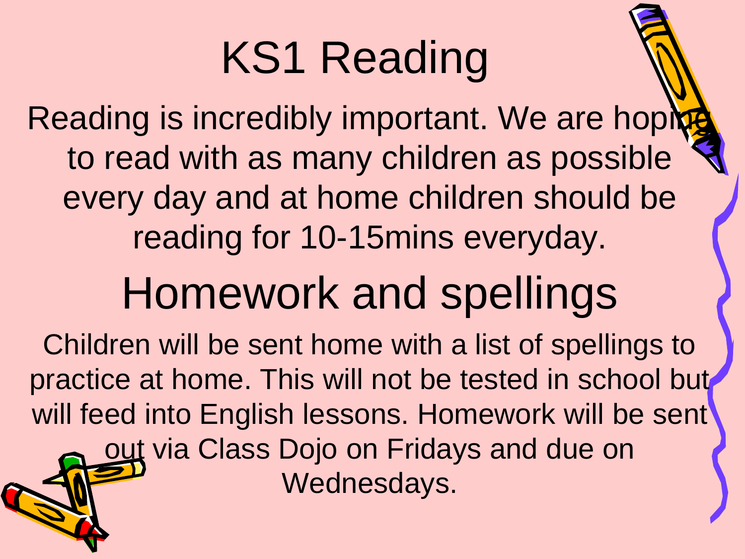# KS1 Reading

Reading is incredibly important. We are hoping to read with as many children as possible every day and at home children should be reading for 10-15mins everyday.

# Homework and spellings

Children will be sent home with a list of spellings to practice at home. This will not be tested in school but will feed into English lessons. Homework will be sent out via Class Dojo on Fridays and due on Wednesdays.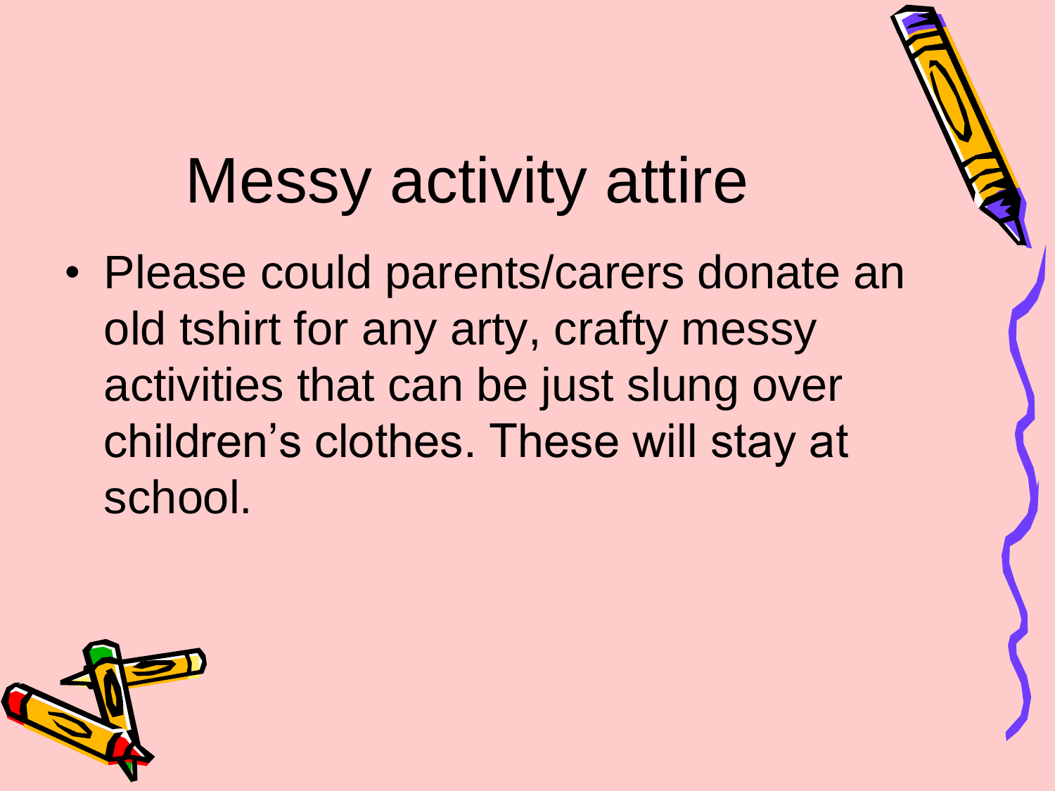# Messy activity attire

- Please could parents/carers donate an old tshirt for any arty, crafty messy activities that can be just slung over children’s clothes. These will stay at school.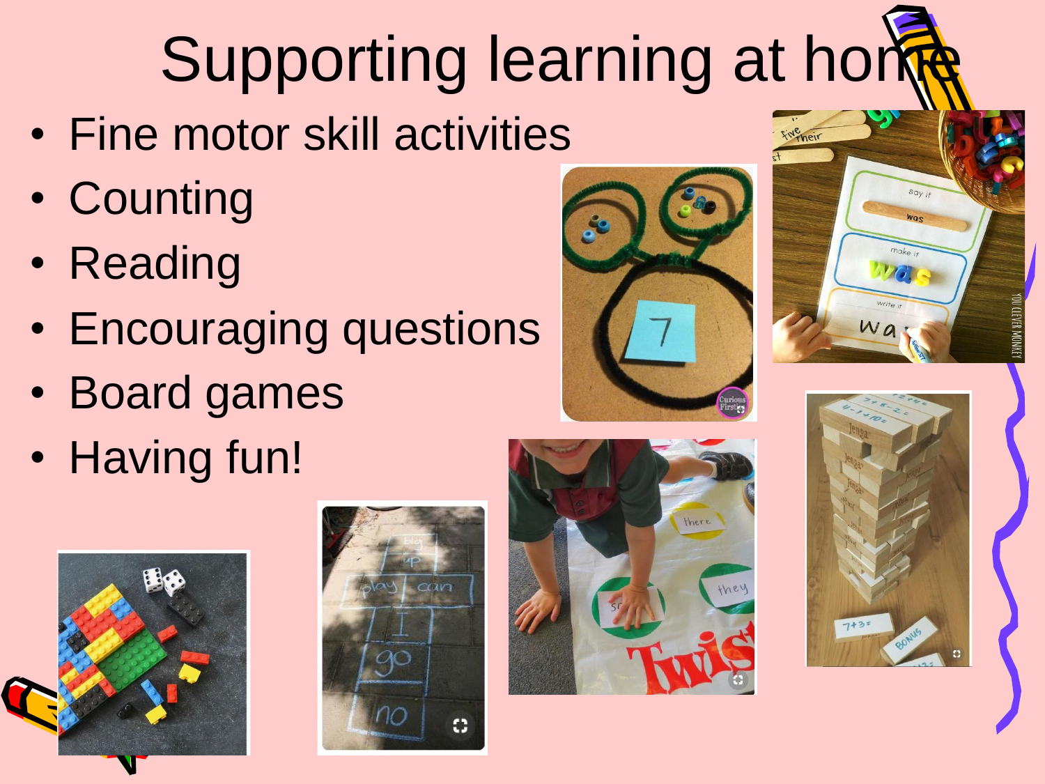# Supporting learning at home

- Fine motor skill activities
- Counting
- Reading
- Encouraging questions
- Board games
- Having fun!